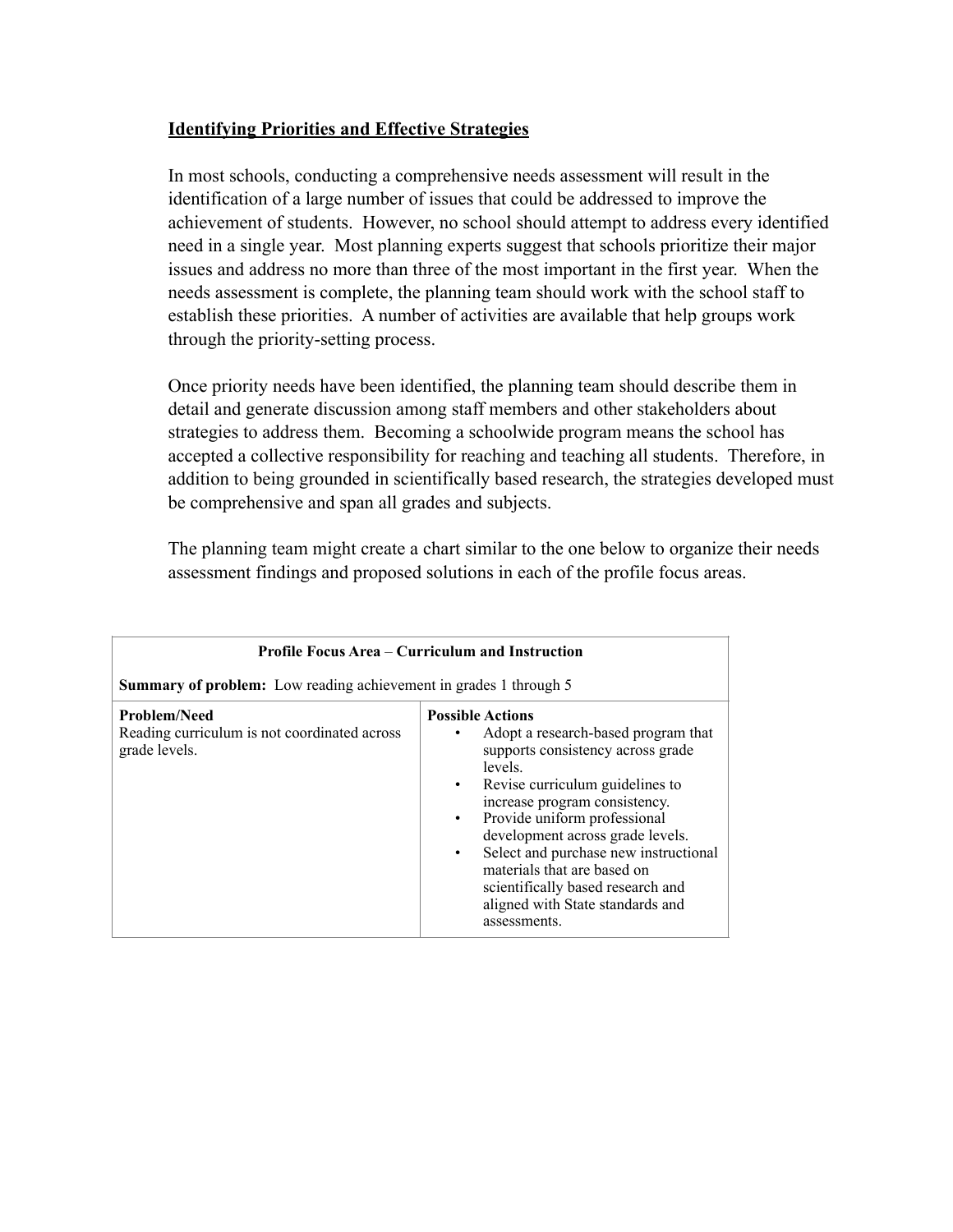## Identifying Priorities and Effective Strategies

In most schools, conducting a comprehensive needs assessment will result in the identification of a large number of issues that could be addressed to improve the achievement of students. However, no school should attempt to address every identified need in a single year. Most planning experts suggest that schools prioritize their major issues and address no more than three of the most important in the first year. When the needs assessment is complete, the planning team should work with the school staff to establish these priorities. A number of activities are available that help groups work through the priority-setting process.

Once priority needs have been identified, the planning team should describe them in detail and generate discussion among staff members and other stakeholders about strategies to address them. Becoming a schoolwide program means the school has accepted a collective responsibility for reaching and teaching all students. Therefore, in addition to being grounded in scientifically based research, the strategies developed must be comprehensive and span all grades and subjects.

The planning team might create a chart similar to the one below to organize their needs assessment findings and proposed solutions in each of the profile focus areas.

| **Profile Focus Area – Curriculum and Instruction**<br><br>**Summary of problem:** Low reading achievement in grades 1 through 5 | |
|---|---|
| **Problem/Need**<br>Reading curriculum is not coordinated across grade levels. | **Possible Actions**<br>• Adopt a research-based program that supports consistency across grade levels.<br>• Revise curriculum guidelines to increase program consistency.<br>• Provide uniform professional development across grade levels.<br>• Select and purchase new instructional materials that are based on scientifically based research and aligned with State standards and assessments. |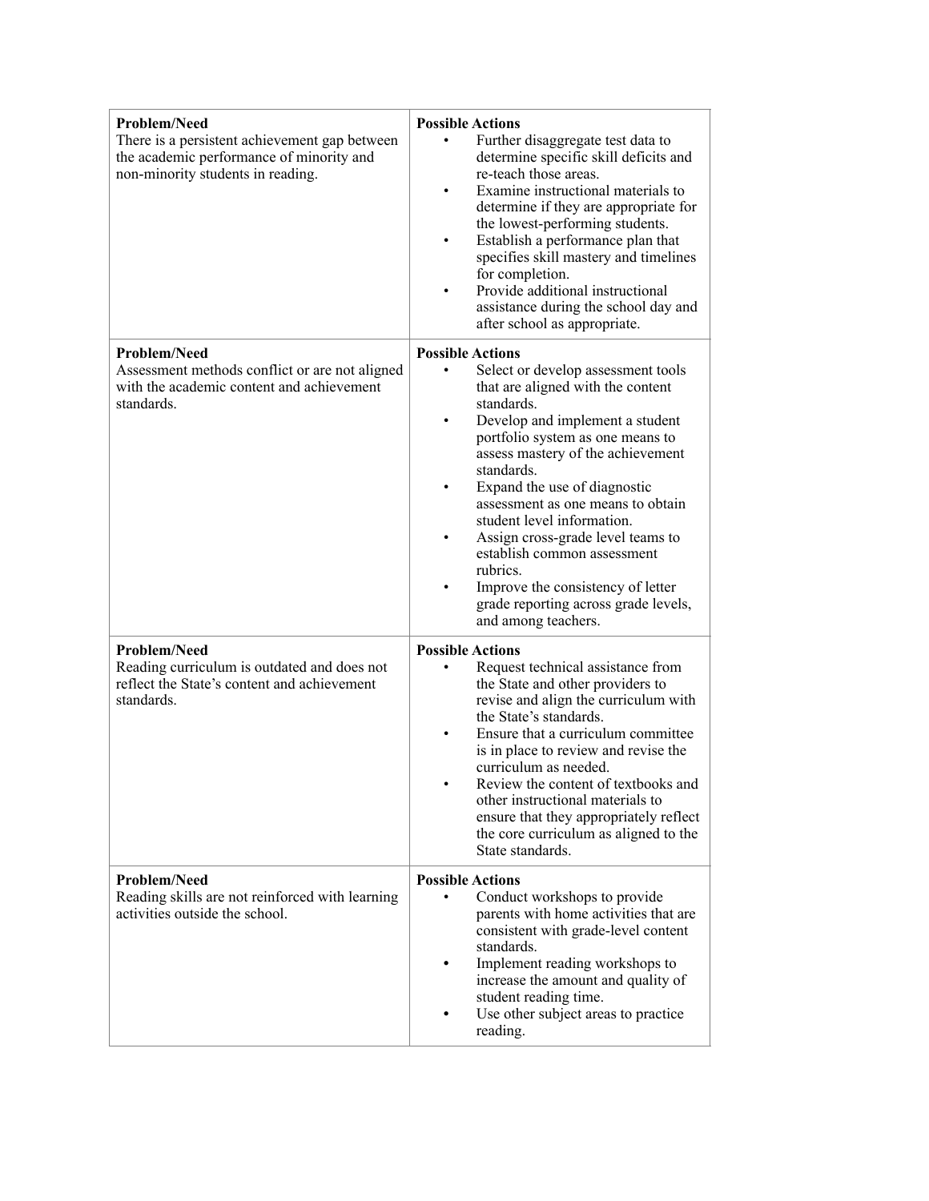| Problem/Need | Possible Actions |
| --- | --- |
| There is a persistent achievement gap between the academic performance of minority and non-minority students in reading. | • Further disaggregate test data to determine specific skill deficits and re-teach those areas.<br>• Examine instructional materials to determine if they are appropriate for the lowest-performing students.<br>• Establish a performance plan that specifies skill mastery and timelines for completion.<br>• Provide additional instructional assistance during the school day and after school as appropriate. |
| **Problem/Need**<br>Assessment methods conflict or are not aligned with the academic content and achievement standards. | **Possible Actions**<br>• Select or develop assessment tools that are aligned with the content standards.<br>• Develop and implement a student portfolio system as one means to assess mastery of the achievement standards.<br>• Expand the use of diagnostic assessment as one means to obtain student level information.<br>• Assign cross-grade level teams to establish common assessment rubrics.<br>• Improve the consistency of letter grade reporting across grade levels, and among teachers. |
| **Problem/Need**<br>Reading curriculum is outdated and does not reflect the State's content and achievement standards. | **Possible Actions**<br>• Request technical assistance from the State and other providers to revise and align the curriculum with the State's standards.<br>• Ensure that a curriculum committee is in place to review and revise the curriculum as needed.<br>• Review the content of textbooks and other instructional materials to ensure that they appropriately reflect the core curriculum as aligned to the State standards. |
| **Problem/Need**<br>Reading skills are not reinforced with learning activities outside the school. | **Possible Actions**<br>• Conduct workshops to provide parents with home activities that are consistent with grade-level content standards.<br>• Implement reading workshops to increase the amount and quality of student reading time.<br>• Use other subject areas to practice reading. |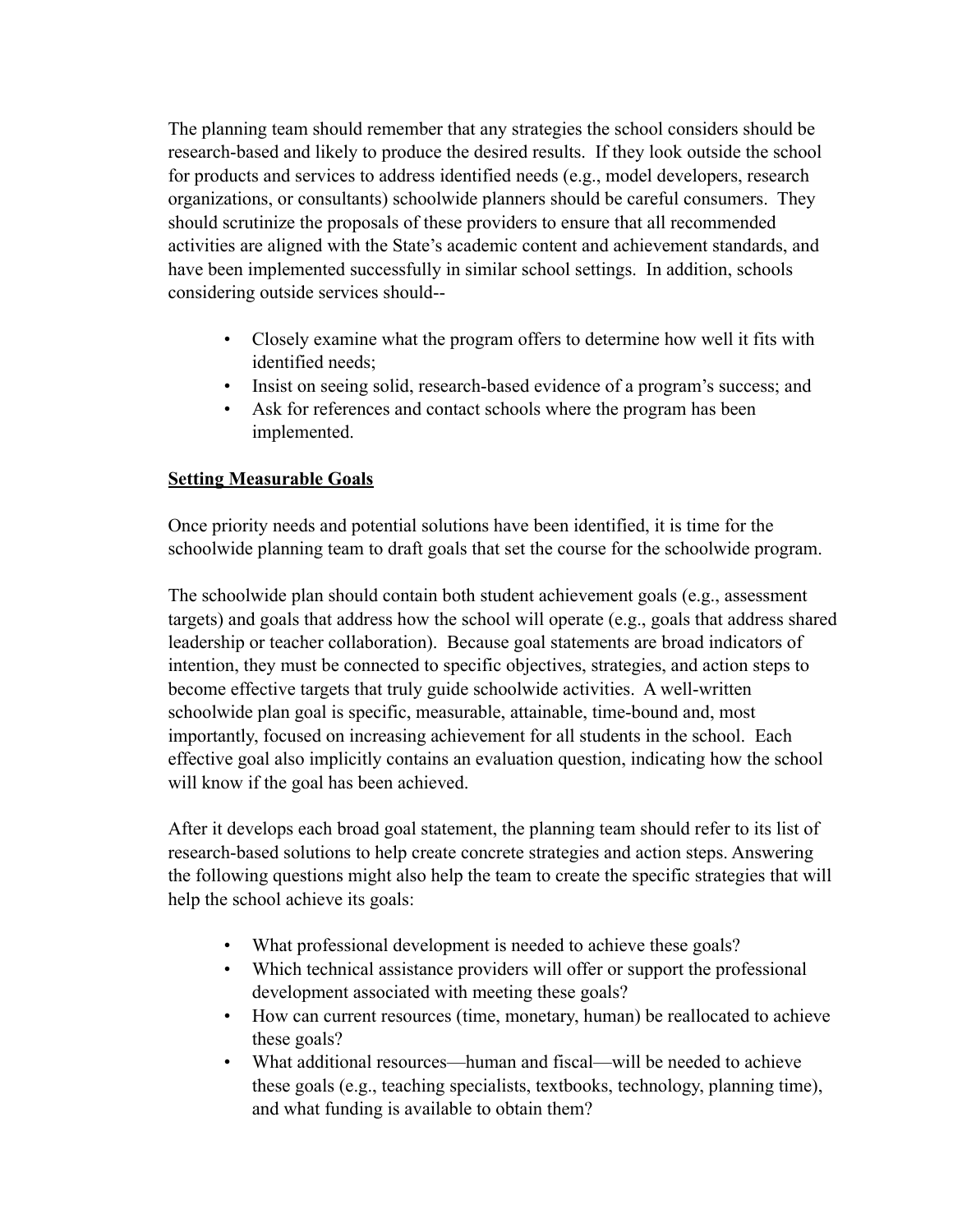The planning team should remember that any strategies the school considers should be research-based and likely to produce the desired results. If they look outside the school for products and services to address identified needs (e.g., model developers, research organizations, or consultants) schoolwide planners should be careful consumers. They should scrutinize the proposals of these providers to ensure that all recommended activities are aligned with the State's academic content and achievement standards, and have been implemented successfully in similar school settings. In addition, schools considering outside services should--

- Closely examine what the program offers to determine how well it fits with identified needs;
- Insist on seeing solid, research-based evidence of a program's success; and
- Ask for references and contact schools where the program has been implemented.

## Setting Measurable Goals

Once priority needs and potential solutions have been identified, it is time for the schoolwide planning team to draft goals that set the course for the schoolwide program.

The schoolwide plan should contain both student achievement goals (e.g., assessment targets) and goals that address how the school will operate (e.g., goals that address shared leadership or teacher collaboration). Because goal statements are broad indicators of intention, they must be connected to specific objectives, strategies, and action steps to become effective targets that truly guide schoolwide activities. A well-written schoolwide plan goal is specific, measurable, attainable, time-bound and, most importantly, focused on increasing achievement for all students in the school. Each effective goal also implicitly contains an evaluation question, indicating how the school will know if the goal has been achieved.

After it develops each broad goal statement, the planning team should refer to its list of research-based solutions to help create concrete strategies and action steps. Answering the following questions might also help the team to create the specific strategies that will help the school achieve its goals:

- What professional development is needed to achieve these goals?
- Which technical assistance providers will offer or support the professional development associated with meeting these goals?
- How can current resources (time, monetary, human) be reallocated to achieve these goals?
- What additional resources—human and fiscal—will be needed to achieve these goals (e.g., teaching specialists, textbooks, technology, planning time), and what funding is available to obtain them?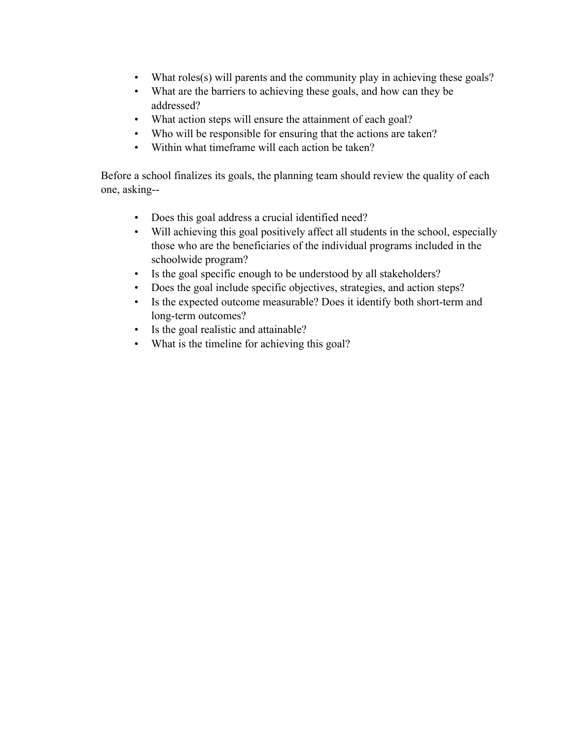- What roles(s) will parents and the community play in achieving these goals?
- What are the barriers to achieving these goals, and how can they be addressed?
- What action steps will ensure the attainment of each goal?
- Who will be responsible for ensuring that the actions are taken?
- Within what timeframe will each action be taken?

Before a school finalizes its goals, the planning team should review the quality of each one, asking--

- Does this goal address a crucial identified need?
- Will achieving this goal positively affect all students in the school, especially those who are the beneficiaries of the individual programs included in the schoolwide program?
- Is the goal specific enough to be understood by all stakeholders?
- Does the goal include specific objectives, strategies, and action steps?
- Is the expected outcome measurable? Does it identify both short-term and long-term outcomes?
- Is the goal realistic and attainable?
- What is the timeline for achieving this goal?